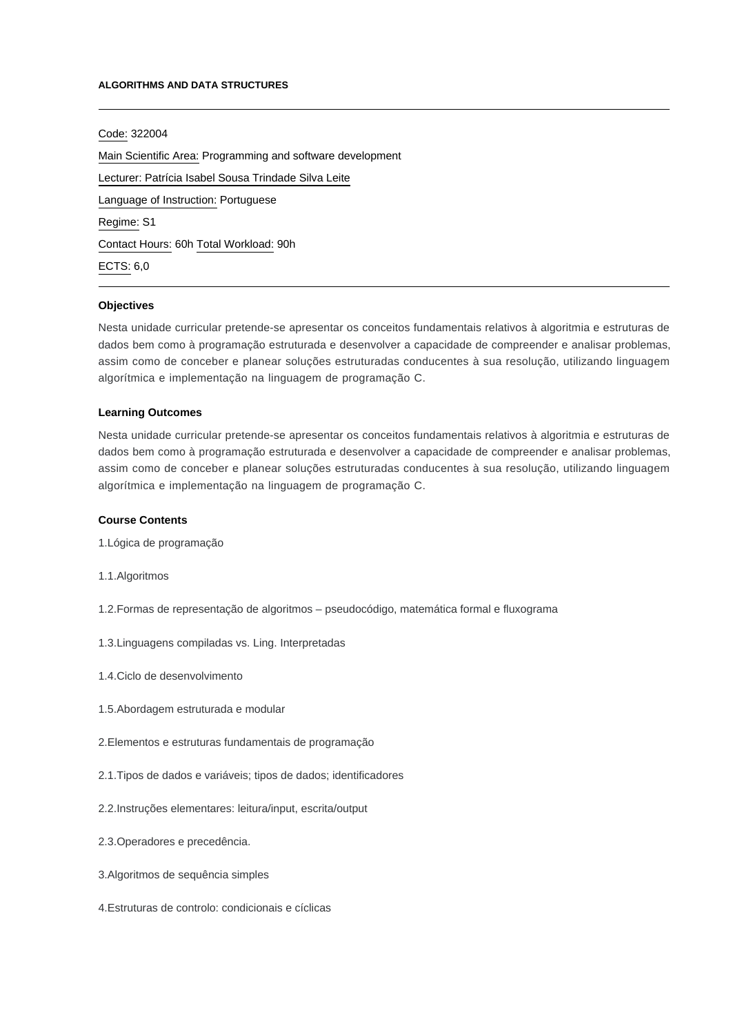**ALGORITHMS AND DATA STRUCTURES**

---

Code: 322004

Main Scientific Area: Programming and software development

Lecturer: Patrícia Isabel Sousa Trindade Silva Leite

Language of Instruction: Portuguese

Regime: S1

Contact Hours: 60h Total Workload: 90h

ECTS: 6,0

---

**Objectives**

Nesta unidade curricular pretende-se apresentar os conceitos fundamentais relativos à algoritmia e estruturas de dados bem como à programação estruturada e desenvolver a capacidade de compreender e analisar problemas, assim como de conceber e planear soluções estruturadas conducentes à sua resolução, utilizando linguagem algorítmica e implementação na linguagem de programação C.

**Learning Outcomes**

Nesta unidade curricular pretende-se apresentar os conceitos fundamentais relativos à algoritmia e estruturas de dados bem como à programação estruturada e desenvolver a capacidade de compreender e analisar problemas, assim como de conceber e planear soluções estruturadas conducentes à sua resolução, utilizando linguagem algorítmica e implementação na linguagem de programação C.

**Course Contents**

1.Lógica de programação

1.1.Algoritmos

1.2.Formas de representação de algoritmos – pseudocódigo, matemática formal e fluxograma

1.3.Linguagens compiladas vs. Ling. Interpretadas

1.4.Ciclo de desenvolvimento

1.5.Abordagem estruturada e modular

2.Elementos e estruturas fundamentais de programação

2.1.Tipos de dados e variáveis; tipos de dados; identificadores

2.2.Instruções elementares: leitura/input, escrita/output

2.3.Operadores e precedência.

3.Algoritmos de sequência simples

4.Estruturas de controlo: condicionais e cíclicas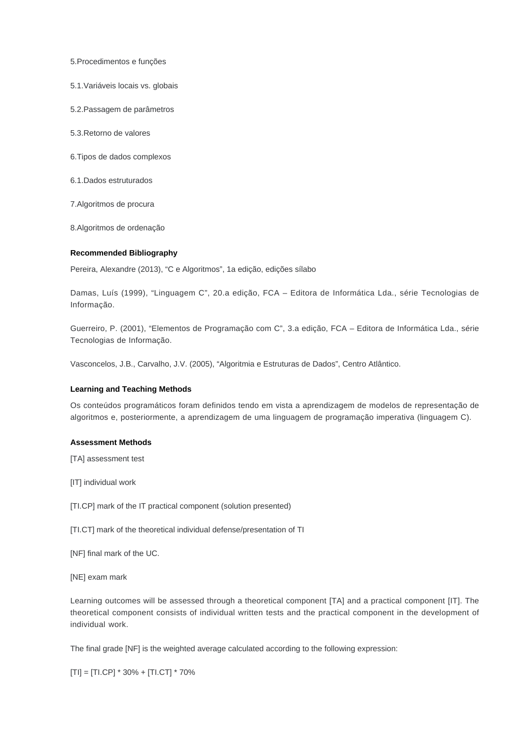5.Procedimentos e funções

5.1.Variáveis locais vs. globais

5.2.Passagem de parâmetros

5.3.Retorno de valores

6.Tipos de dados complexos

6.1.Dados estruturados

7.Algoritmos de procura

8.Algoritmos de ordenação

**Recommended Bibliography**

Pereira, Alexandre (2013), "C e Algoritmos", 1a edição, edições sílabo

Damas, Luís (1999), "Linguagem C", 20.a edição, FCA – Editora de Informática Lda., série Tecnologias de Informação.

Guerreiro, P. (2001), "Elementos de Programação com C", 3.a edição, FCA – Editora de Informática Lda., série Tecnologias de Informação.

Vasconcelos, J.B., Carvalho, J.V. (2005), "Algoritmia e Estruturas de Dados", Centro Atlântico.

**Learning and Teaching Methods**

Os conteúdos programáticos foram definidos tendo em vista a aprendizagem de modelos de representação de algoritmos e, posteriormente, a aprendizagem de uma linguagem de programação imperativa (linguagem C).

**Assessment Methods**

[TA] assessment test

[IT] individual work

[TI.CP] mark of the IT practical component (solution presented)

[TI.CT] mark of the theoretical individual defense/presentation of TI

[NF] final mark of the UC.

[NE] exam mark

Learning outcomes will be assessed through a theoretical component [TA] and a practical component [IT]. The theoretical component consists of individual written tests and the practical component in the development of individual work.

The final grade [NF] is the weighted average calculated according to the following expression:

[TI] = [TI.CP] * 30% + [TI.CT] * 70%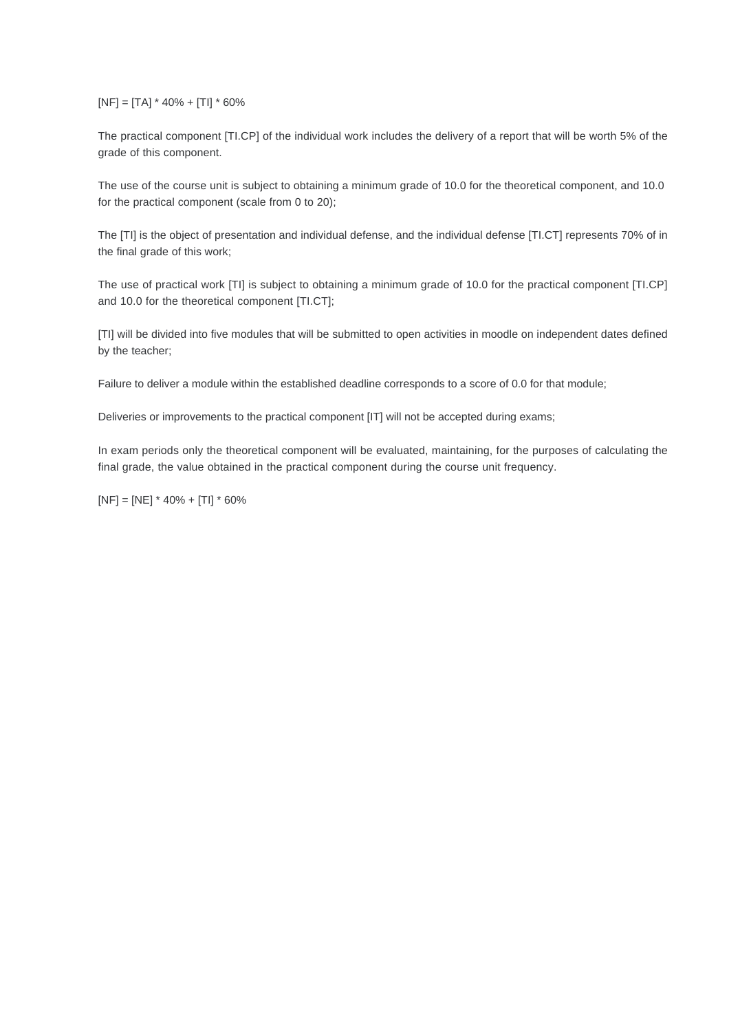[NF] = [TA] * 40% + [TI] * 60%

The practical component [TI.CP] of the individual work includes the delivery of a report that will be worth 5% of the grade of this component.

The use of the course unit is subject to obtaining a minimum grade of 10.0 for the theoretical component, and 10.0 for the practical component (scale from 0 to 20);

The [TI] is the object of presentation and individual defense, and the individual defense [TI.CT] represents 70% of in the final grade of this work;

The use of practical work [TI] is subject to obtaining a minimum grade of 10.0 for the practical component [TI.CP] and 10.0 for the theoretical component [TI.CT];

[TI] will be divided into five modules that will be submitted to open activities in moodle on independent dates defined by the teacher;

Failure to deliver a module within the established deadline corresponds to a score of 0.0 for that module;

Deliveries or improvements to the practical component [IT] will not be accepted during exams;

In exam periods only the theoretical component will be evaluated, maintaining, for the purposes of calculating the final grade, the value obtained in the practical component during the course unit frequency.

[NF] = [NE] * 40% + [TI] * 60%